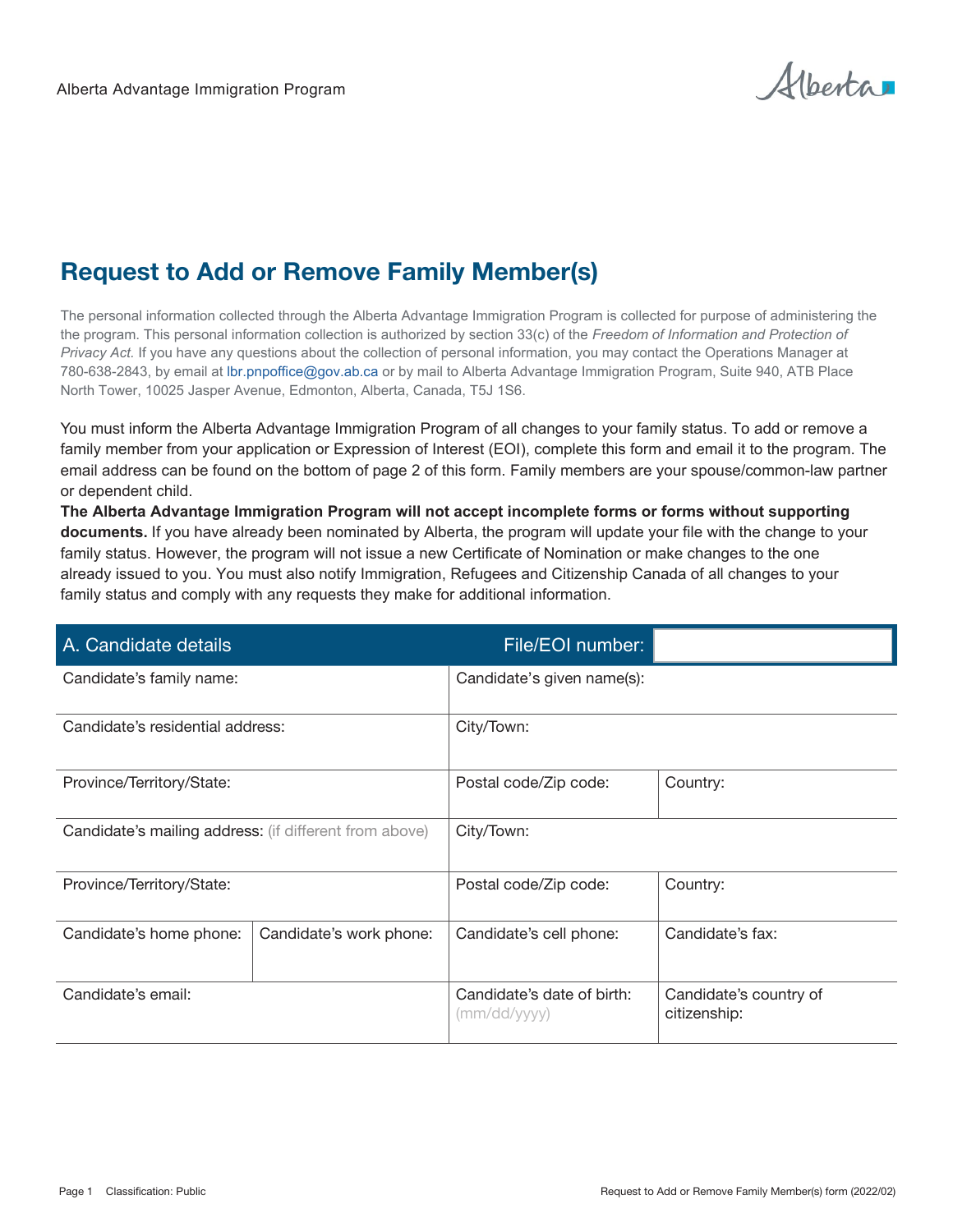Alberta Advantage Immigration Program

# Request to Add or Remove Family Member(s)

The personal information collected through the Alberta Advantage Immigration Program is collected for purpose of administering the the program. This personal information collection is authorized by section 33(c) of the *Freedom of Information and Protection of Privacy Act.* If you have any questions about the collection of personal information, you may contact the Operations Manager at 780-638-2843, by email at lbr.pnpoffice@gov.ab.ca or by mail to Alberta Advantage Immigration Program, Suite 940, ATB Place North Tower, 10025 Jasper Avenue, Edmonton, Alberta, Canada, T5J 1S6.

You must inform the Alberta Advantage Immigration Program of all changes to your family status. To add or remove a family member from your application or Expression of Interest (EOI), complete this form and email it to the program. The email address can be found on the bottom of page 2 of this form. Family members are your spouse/common-law partner or dependent child.

**The Alberta Advantage Immigration Program will not accept incomplete forms or forms without supporting documents.** If you have already been nominated by Alberta, the program will update your file with the change to your family status. However, the program will not issue a new Certificate of Nomination or make changes to the one already issued to you. You must also notify Immigration, Refugees and Citizenship Canada of all changes to your family status and comply with any requests they make for additional information.

## A. Candidate details

File/EOI number:

| Candidate's family name: | | Candidate's given name(s): | |
|---|---|---|---|
| Candidate's residential address: | | City/Town: | |
| Province/Territory/State: | | Postal code/Zip code: | Country: |
| Candidate's mailing address: (if different from above) | | City/Town: | |
| Province/Territory/State: | | Postal code/Zip code: | Country: |
| Candidate's home phone: | Candidate's work phone: | Candidate's cell phone: | Candidate's fax: |
| Candidate's email: | | Candidate's date of birth: (mm/dd/yyyy) | Candidate's country of citizenship: |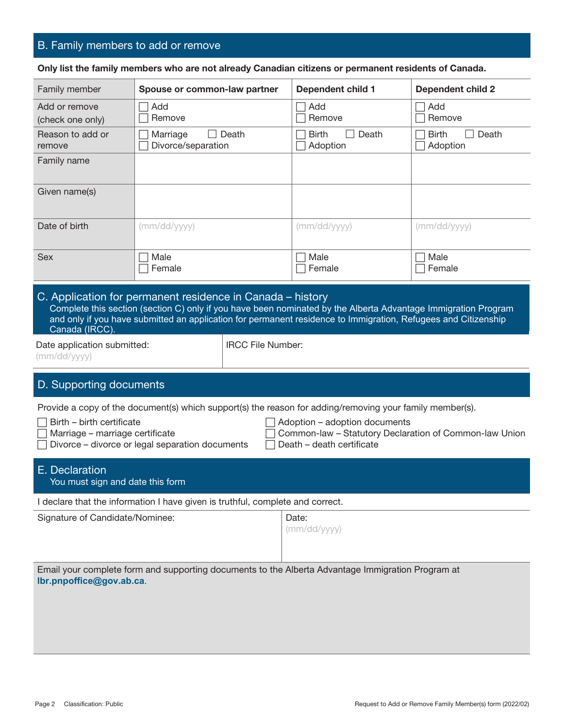## B. Family members to add or remove

**Only list the family members who are not already Canadian citizens or permanent residents of Canada.**

| Family member | Spouse or common-law partner | Dependent child 1 | Dependent child 2 |
|---|---|---|---|
| Add or remove (check one only) | ☐ Add<br>☐ Remove | ☐ Add<br>☐ Remove | ☐ Add<br>☐ Remove |
| Reason to add or remove | ☐ Marriage ☐ Death<br>☐ Divorce/separation | ☐ Birth ☐ Death<br>☐ Adoption | ☐ Birth ☐ Death<br>☐ Adoption |
| Family name | | | |
| Given name(s) | | | |
| Date of birth | (mm/dd/yyyy) | (mm/dd/yyyy) | (mm/dd/yyyy) |
| Sex | ☐ Male<br>☐ Female | ☐ Male<br>☐ Female | ☐ Male<br>☐ Female |

## C. Application for permanent residence in Canada – history

Complete this section (section C) only if you have been nominated by the Alberta Advantage Immigration Program and only if you have submitted an application for permanent residence to Immigration, Refugees and Citizenship Canada (IRCC).

| Date application submitted: (mm/dd/yyyy) | IRCC File Number: |
|---|---|

## D. Supporting documents

Provide a copy of the document(s) which support(s) the reason for adding/removing your family member(s).

- ☐ Birth – birth certificate
- ☐ Marriage – marriage certificate
- ☐ Divorce – divorce or legal separation documents
- ☐ Adoption – adoption documents
- ☐ Common-law – Statutory Declaration of Common-law Union
- ☐ Death – death certificate

## E. Declaration

You must sign and date this form

I declare that the information I have given is truthful, complete and correct.

| Signature of Candidate/Nominee: | Date: (mm/dd/yyyy) |
|---|---|

Email your complete form and supporting documents to the Alberta Advantage Immigration Program at **lbr.pnpoffice@gov.ab.ca**.